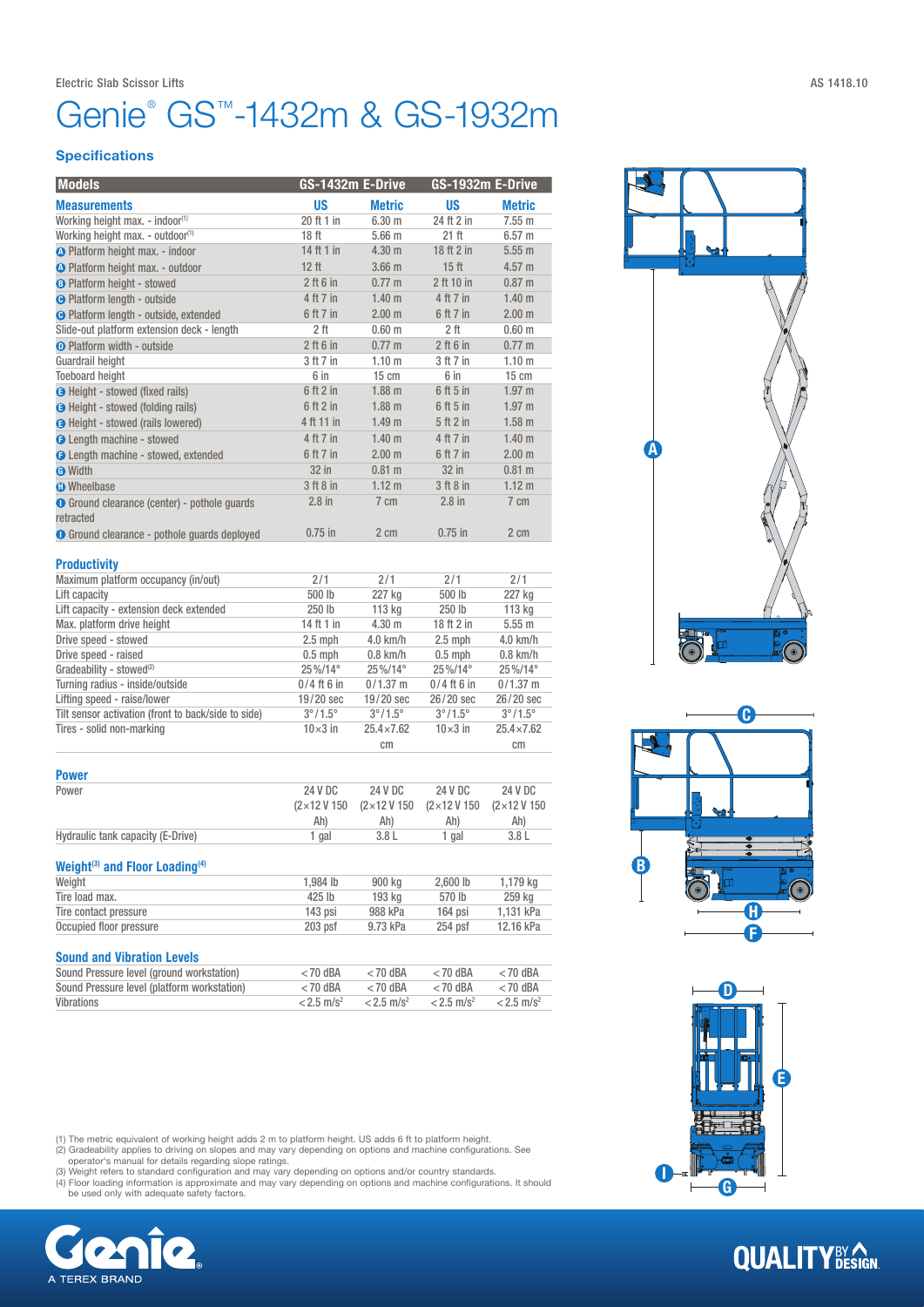Electric Slab Scissor Lifts

AS 1418.10

# Genie® GS™-1432m & GS-1932m

## Specifications

| Models | GS-1432m E-Drive | | GS-1932m E-Drive | |
|---|---|---|---|---|
| **Measurements** | **US** | **Metric** | **US** | **Metric** |
| Working height max. - indoor[1] | 20 ft 1 in | 6.30 m | 24 ft 2 in | 7.55 m |
| Working height max. - outdoor[1] | 18 ft | 5.66 m | 21 ft | 6.57 m |
| A Platform height max. - indoor | 14 ft 1 in | 4.30 m | 18 ft 2 in | 5.55 m |
| A Platform height max. - outdoor | 12 ft | 3.66 m | 15 ft | 4.57 m |
| B Platform height - stowed | 2 ft 6 in | 0.77 m | 2 ft 10 in | 0.87 m |
| C Platform length - outside | 4 ft 7 in | 1.40 m | 4 ft 7 in | 1.40 m |
| C Platform length - outside, extended | 6 ft 7 in | 2.00 m | 6 ft 7 in | 2.00 m |
| Slide-out platform extension deck - length | 2 ft | 0.60 m | 2 ft | 0.60 m |
| D Platform width - outside | 2 ft 6 in | 0.77 m | 2 ft 6 in | 0.77 m |
| Guardrail height | 3 ft 7 in | 1.10 m | 3 ft 7 in | 1.10 m |
| Toeboard height | 6 in | 15 cm | 6 in | 15 cm |
| E Height - stowed (fixed rails) | 6 ft 2 in | 1.88 m | 6 ft 5 in | 1.97 m |
| E Height - stowed (folding rails) | 6 ft 2 in | 1.88 m | 6 ft 5 in | 1.97 m |
| E Height - stowed (rails lowered) | 4 ft 11 in | 1.49 m | 5 ft 2 in | 1.58 m |
| F Length machine - stowed | 4 ft 7 in | 1.40 m | 4 ft 7 in | 1.40 m |
| F Length machine - stowed, extended | 6 ft 7 in | 2.00 m | 6 ft 7 in | 2.00 m |
| G Width | 32 in | 0.81 m | 32 in | 0.81 m |
| H Wheelbase | 3 ft 8 in | 1.12 m | 3 ft 8 in | 1.12 m |
| I Ground clearance (center) - pothole guards retracted | 2.8 in | 7 cm | 2.8 in | 7 cm |
| I Ground clearance - pothole guards deployed | 0.75 in | 2 cm | 0.75 in | 2 cm |

### Productivity

| | | | | |
|---|---|---|---|---|
| Maximum platform occupancy (in/out) | 2/1 | 2/1 | 2/1 | 2/1 |
| Lift capacity | 500 lb | 227 kg | 500 lb | 227 kg |
| Lift capacity - extension deck extended | 250 lb | 113 kg | 250 lb | 113 kg |
| Max. platform drive height | 14 ft 1 in | 4.30 m | 18 ft 2 in | 5.55 m |
| Drive speed - stowed | 2.5 mph | 4.0 km/h | 2.5 mph | 4.0 km/h |
| Drive speed - raised | 0.5 mph | 0.8 km/h | 0.5 mph | 0.8 km/h |
| Gradeability - stowed[2] | 25%/14° | 25%/14° | 25%/14° | 25%/14° |
| Turning radius - inside/outside | 0/4 ft 6 in | 0/1.37 m | 0/4 ft 6 in | 0/1.37 m |
| Lifting speed - raise/lower | 19/20 sec | 19/20 sec | 26/20 sec | 26/20 sec |
| Tilt sensor activation (front to back/side to side) | 3°/1.5° | 3°/1.5° | 3°/1.5° | 3°/1.5° |
| Tires - solid non-marking | 10×3 in | 25.4×7.62 cm | 10×3 in | 25.4×7.62 cm |

### Power

| | | | | |
|---|---|---|---|---|
| Power | 24 V DC (2×12 V 150 Ah) | 24 V DC (2×12 V 150 Ah) | 24 V DC (2×12 V 150 Ah) | 24 V DC (2×12 V 150 Ah) |
| Hydraulic tank capacity (E-Drive) | 1 gal | 3.8 L | 1 gal | 3.8 L |

### Weight[3] and Floor Loading[4]

| | | | | |
|---|---|---|---|---|
| Weight | 1,984 lb | 900 kg | 2,600 lb | 1,179 kg |
| Tire load max. | 425 lb | 193 kg | 570 lb | 259 kg |
| Tire contact pressure | 143 psi | 988 kPa | 164 psi | 1,131 kPa |
| Occupied floor pressure | 203 psf | 9.73 kPa | 254 psf | 12.16 kPa |

### Sound and Vibration Levels

| | | | | |
|---|---|---|---|---|
| Sound Pressure level (ground workstation) | <70 dBA | <70 dBA | <70 dBA | <70 dBA |
| Sound Pressure level (platform workstation) | <70 dBA | <70 dBA | <70 dBA | <70 dBA |
| Vibrations | <2.5 m/s² | <2.5 m/s² | <2.5 m/s² | <2.5 m/s² |

(1) The metric equivalent of working height adds 2 m to platform height. US adds 6 ft to platform height.
(2) Gradeability applies to driving on slopes and may vary depending on options and machine configurations. See operator's manual for details regarding slope ratings.
(3) Weight refers to standard configuration and may vary depending on options and/or country standards.
(4) Floor loading information is approximate and may vary depending on options and machine configurations. It should be used only with adequate safety factors.

Genie. A TEREX BRAND

QUALITY BY DESIGN.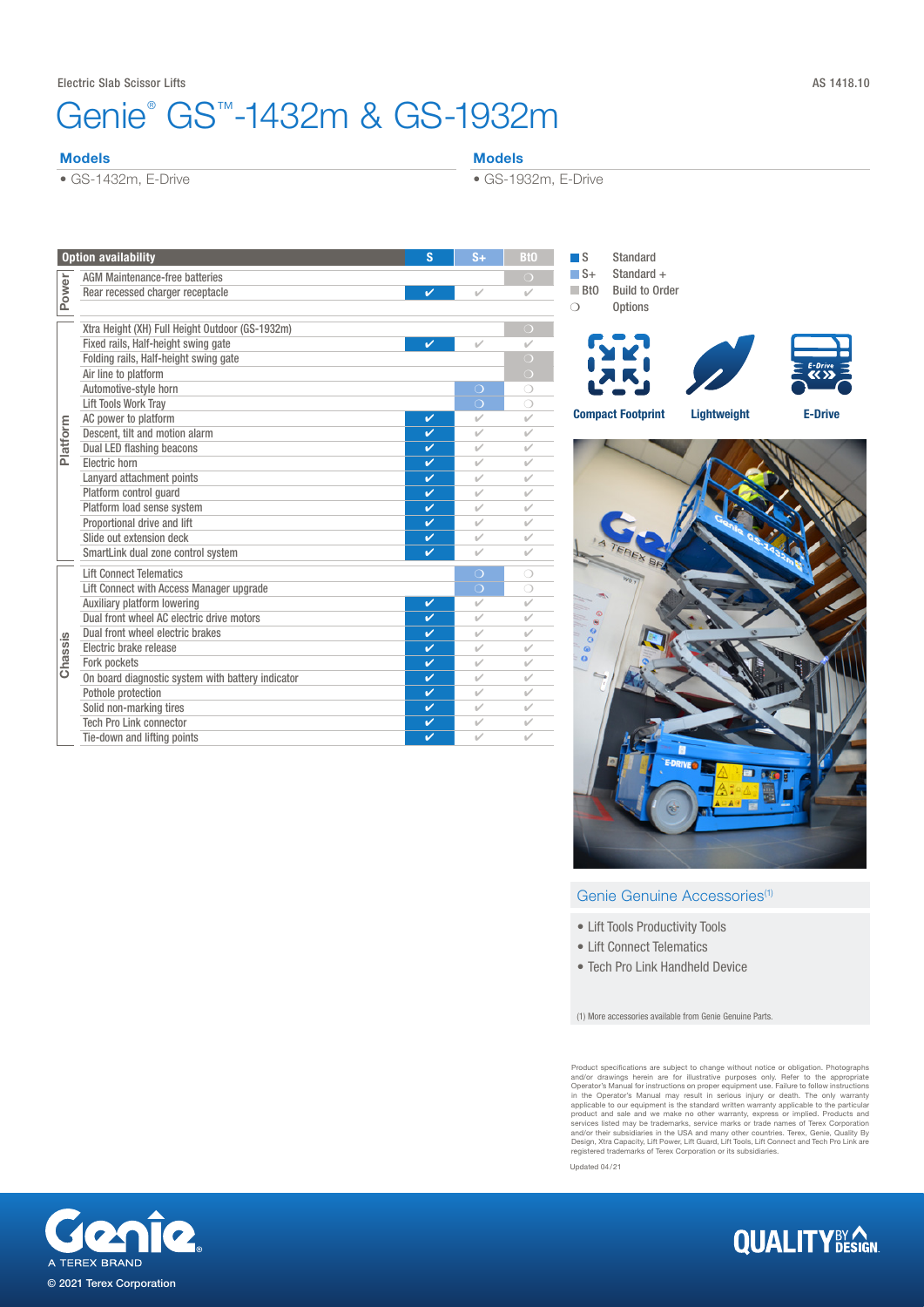Electric Slab Scissor Lifts

AS 1418.10

# Genie® GS™-1432m & GS-1932m

## Models

- GS-1432m, E-Drive

## Models

- GS-1932m, E-Drive

| | Option availability | S | S+ | BtO |
|---|---|---|---|---|
| Power | AGM Maintenance-free batteries | | | ❍ |
| | Rear recessed charger receptacle | ✔ | ✔ | ✔ |
| Platform | Xtra Height (XH) Full Height Outdoor (GS-1932m) | | | ❍ |
| | Fixed rails, Half-height swing gate | ✔ | ✔ | ✔ |
| | Folding rails, Half-height swing gate | | | ❍ |
| | Air line to platform | | | ❍ |
| | Automotive-style horn | | ❍ | ❍ |
| | Lift Tools Work Tray | | ❍ | ❍ |
| | AC power to platform | ✔ | ✔ | ✔ |
| | Descent, tilt and motion alarm | ✔ | ✔ | ✔ |
| | Dual LED flashing beacons | ✔ | ✔ | ✔ |
| | Electric horn | ✔ | ✔ | ✔ |
| | Lanyard attachment points | ✔ | ✔ | ✔ |
| | Platform control guard | ✔ | ✔ | ✔ |
| | Platform load sense system | ✔ | ✔ | ✔ |
| | Proportional drive and lift | ✔ | ✔ | ✔ |
| | Slide out extension deck | ✔ | ✔ | ✔ |
| | SmartLink dual zone control system | ✔ | ✔ | ✔ |
| Chassis | Lift Connect Telematics | | ❍ | ❍ |
| | Lift Connect with Access Manager upgrade | | ❍ | ❍ |
| | Auxiliary platform lowering | ✔ | ✔ | ✔ |
| | Dual front wheel AC electric drive motors | ✔ | ✔ | ✔ |
| | Dual front wheel electric brakes | ✔ | ✔ | ✔ |
| | Electric brake release | ✔ | ✔ | ✔ |
| | Fork pockets | ✔ | ✔ | ✔ |
| | On board diagnostic system with battery indicator | ✔ | ✔ | ✔ |
| | Pothole protection | ✔ | ✔ | ✔ |
| | Solid non-marking tires | ✔ | ✔ | ✔ |
| | Tech Pro Link connector | ✔ | ✔ | ✔ |
| | Tie-down and lifting points | ✔ | ✔ | ✔ |

S Standard
S+ Standard +
BtO Build to Order
❍ Options

Compact Footprint

Lightweight

E-Drive

## Genie Genuine Accessories[1]

- Lift Tools Productivity Tools
- Lift Connect Telematics
- Tech Pro Link Handheld Device

(1) More accessories available from Genie Genuine Parts.

Product specifications are subject to change without notice or obligation. Photographs and/or drawings herein are for illustrative purposes only. Refer to the appropriate Operator's Manual for instructions on proper equipment use. Failure to follow instructions in the Operator's Manual may result in serious injury or death. The only warranty applicable to our equipment is the standard written warranty applicable to the particular product and sale and we make no other warranty, express or implied. Products and services listed may be trademarks, service marks or trade names of Terex Corporation and/or their subsidiaries in the USA and many other countries. Terex, Genie, Quality By Design, Xtra Capacity, Lift Power, Lift Guard, Lift Tools, Lift Connect and Tech Pro Link are registered trademarks of Terex Corporation or its subsidiaries.

Updated 04/21

A TEREX BRAND

© 2021 Terex Corporation

QUALITY BY DESIGN.